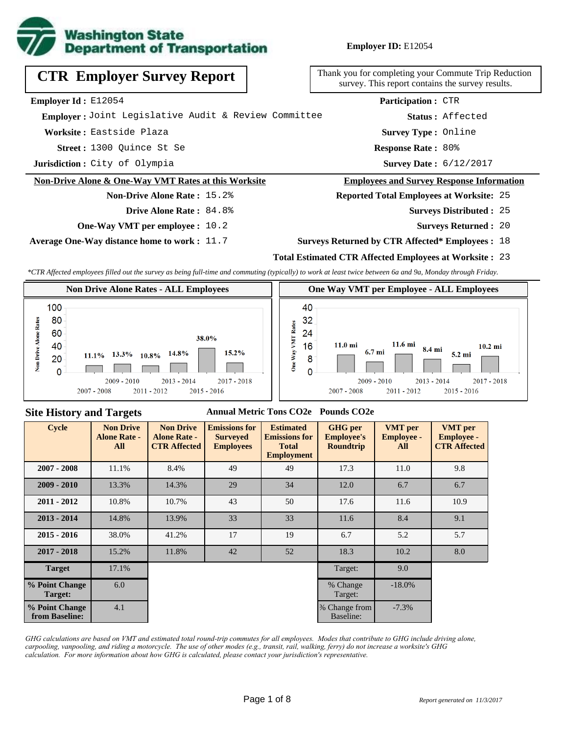Washington State Department of Transportation

**Employer ID:** E12054

# CTR Employer Survey Report

Thank you for completing your Commute Trip Reduction survey. This report contains the survey results.

**Employer Id :** E12054
**Employer :** Joint Legislative Audit & Review Committee
**Worksite :** Eastside Plaza
**Street :** 1300 Quince St Se
**Jurisdiction :** City of Olympia

**Participation :** CTR
**Status :** Affected
**Survey Type :** Online
**Response Rate :** 80%
**Survey Date :** 6/12/2017

## Non-Drive Alone & One-Way VMT Rates at this Worksite

**Non-Drive Alone Rate :** 15.2%
**Drive Alone Rate :** 84.8%
**One-Way VMT per employee :** 10.2
**Average One-Way distance home to work :** 11.7

## Employees and Survey Response Information

**Reported Total Employees at Worksite:** 25
**Surveys Distributed :** 25
**Surveys Returned :** 20
**Surveys Returned by CTR Affected* Employees :** 18
**Total Estimated CTR Affected Employees at Worksite :** 23

*\*CTR Affected employees filled out the survey as being full-time and commuting (typically) to work at least twice between 6a and 9a, Monday through Friday.*

### Non Drive Alone Rates - ALL Employees

| Cycle | Non Drive Alone Rate |
|---|---|
| 2007 - 2008 | 11.1% |
| 2009 - 2010 | 13.3% |
| 2011 - 2012 | 10.8% |
| 2013 - 2014 | 14.8% |
| 2015 - 2016 | 38.0% |
| 2017 - 2018 | 15.2% |

### One Way VMT per Employee - ALL Employees

| Cycle | One Way VMT |
|---|---|
| 2007 - 2008 | 11.0 mi |
| 2009 - 2010 | 6.7 mi |
| 2011 - 2012 | 11.6 mi |
| 2013 - 2014 | 8.4 mi |
| 2015 - 2016 | 5.2 mi |
| 2017 - 2018 | 10.2 mi |

## Site History and Targets

| Cycle | Non Drive Alone Rate - All | Non Drive Alone Rate - CTR Affected | Emissions for Surveyed Employees (Annual Metric Tons CO2e) | Estimated Emissions for Total Employment (Annual Metric Tons CO2e) | GHG per Employee's Roundtrip (Pounds CO2e) | VMT per Employee - All | VMT per Employee - CTR Affected |
|---|---|---|---|---|---|---|---|
| 2007 - 2008 | 11.1% | 8.4% | 49 | 49 | 17.3 | 11.0 | 9.8 |
| 2009 - 2010 | 13.3% | 14.3% | 29 | 34 | 12.0 | 6.7 | 6.7 |
| 2011 - 2012 | 10.8% | 10.7% | 43 | 50 | 17.6 | 11.6 | 10.9 |
| 2013 - 2014 | 14.8% | 13.9% | 33 | 33 | 11.6 | 8.4 | 9.1 |
| 2015 - 2016 | 38.0% | 41.2% | 17 | 19 | 6.7 | 5.2 | 5.7 |
| 2017 - 2018 | 15.2% | 11.8% | 42 | 52 | 18.3 | 10.2 | 8.0 |
| Target | 17.1% | | | | Target: | 9.0 | |
| % Point Change Target: | 6.0 | | | | % Change Target: | -18.0% | |
| % Point Change from Baseline: | 4.1 | | | | % Change from Baseline: | -7.3% | |

*GHG calculations are based on VMT and estimated total round-trip commutes for all employees. Modes that contribute to GHG include driving alone, carpooling, vanpooling, and riding a motorcycle. The use of other modes (e.g., transit, rail, walking, ferry) do not increase a worksite's GHG calculation. For more information about how GHG is calculated, please contact your jurisdiction's representative.*

*Report generated on 11/3/2017*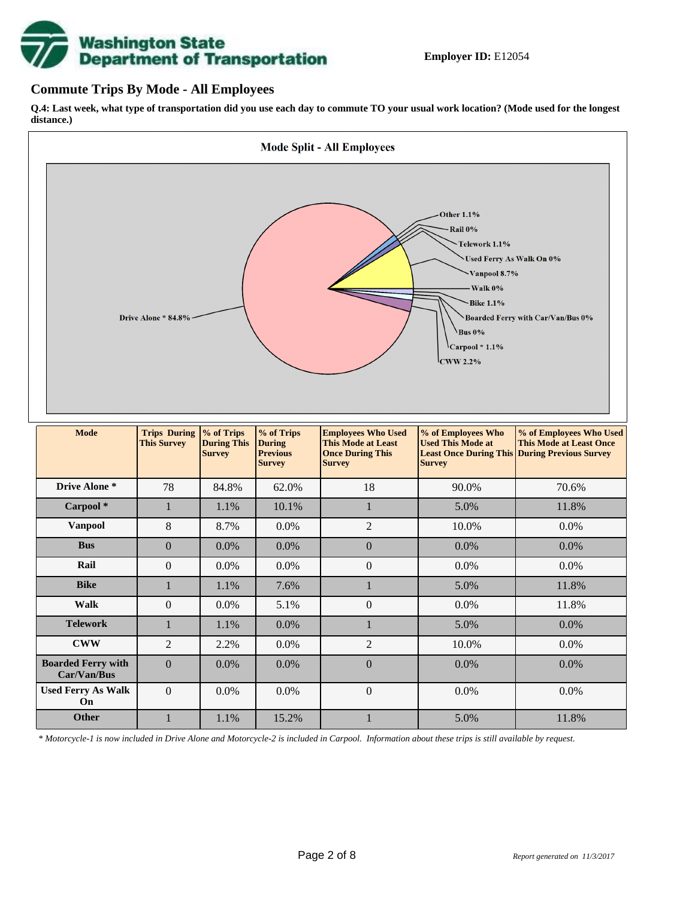**Employer ID:** E12054

## Commute Trips By Mode - All Employees

**Q.4: Last week, what type of transportation did you use each day to commute TO your usual work location? (Mode used for the longest distance.)**

**Mode Split - All Employees**

Other 1.1%
Rail 0%
Telework 1.1%
Used Ferry As Walk On 0%
Vanpool 8.7%
Walk 0%
Bike 1.1%
Boarded Ferry with Car/Van/Bus 0%
Bus 0%
Carpool * 1.1%
CWW 2.2%
Drive Alone * 84.8%

| Mode | Trips During This Survey | % of Trips During This Survey | % of Trips During Previous Survey | Employees Who Used This Mode at Least Once During This Survey | % of Employees Who Used This Mode at Least Once During This Survey | % of Employees Who Used This Mode at Least Once During Previous Survey |
|---|---|---|---|---|---|---|
| **Drive Alone *** | 78 | 84.8% | 62.0% | 18 | 90.0% | 70.6% |
| **Carpool *** | 1 | 1.1% | 10.1% | 1 | 5.0% | 11.8% |
| **Vanpool** | 8 | 8.7% | 0.0% | 2 | 10.0% | 0.0% |
| **Bus** | 0 | 0.0% | 0.0% | 0 | 0.0% | 0.0% |
| **Rail** | 0 | 0.0% | 0.0% | 0 | 0.0% | 0.0% |
| **Bike** | 1 | 1.1% | 7.6% | 1 | 5.0% | 11.8% |
| **Walk** | 0 | 0.0% | 5.1% | 0 | 0.0% | 11.8% |
| **Telework** | 1 | 1.1% | 0.0% | 1 | 5.0% | 0.0% |
| **CWW** | 2 | 2.2% | 0.0% | 2 | 10.0% | 0.0% |
| **Boarded Ferry with Car/Van/Bus** | 0 | 0.0% | 0.0% | 0 | 0.0% | 0.0% |
| **Used Ferry As Walk On** | 0 | 0.0% | 0.0% | 0 | 0.0% | 0.0% |
| **Other** | 1 | 1.1% | 15.2% | 1 | 5.0% | 11.8% |

*\* Motorcycle-1 is now included in Drive Alone and Motorcycle-2 is included in Carpool. Information about these trips is still available by request.*

*Report generated on 11/3/2017*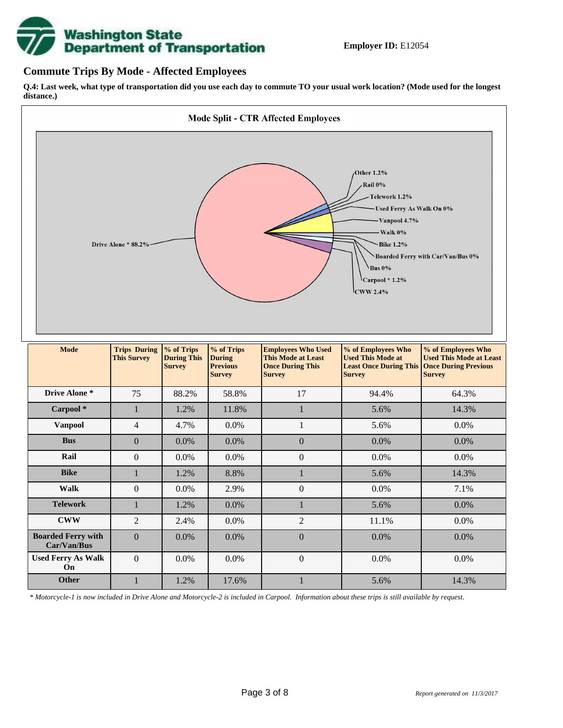**Employer ID:** E12054

## Commute Trips By Mode - Affected Employees

**Q.4: Last week, what type of transportation did you use each day to commute TO your usual work location? (Mode used for the longest distance.)**

**Mode Split - CTR Affected Employees**

Drive Alone * 88.2%, Other 1.2%, Rail 0%, Telework 1.2%, Used Ferry As Walk On 0%, Vanpool 4.7%, Walk 0%, Bike 1.2%, Boarded Ferry with Car/Van/Bus 0%, Bus 0%, Carpool * 1.2%, CWW 2.4%

| Mode | Trips During This Survey | % of Trips During This Survey | % of Trips During Previous Survey | Employees Who Used This Mode at Least Once During This Survey | % of Employees Who Used This Mode at Least Once During This Survey | % of Employees Who Used This Mode at Least Once During Previous Survey |
|---|---|---|---|---|---|---|
| **Drive Alone *** | 75 | 88.2% | 58.8% | 17 | 94.4% | 64.3% |
| **Carpool *** | 1 | 1.2% | 11.8% | 1 | 5.6% | 14.3% |
| **Vanpool** | 4 | 4.7% | 0.0% | 1 | 5.6% | 0.0% |
| **Bus** | 0 | 0.0% | 0.0% | 0 | 0.0% | 0.0% |
| **Rail** | 0 | 0.0% | 0.0% | 0 | 0.0% | 0.0% |
| **Bike** | 1 | 1.2% | 8.8% | 1 | 5.6% | 14.3% |
| **Walk** | 0 | 0.0% | 2.9% | 0 | 0.0% | 7.1% |
| **Telework** | 1 | 1.2% | 0.0% | 1 | 5.6% | 0.0% |
| **CWW** | 2 | 2.4% | 0.0% | 2 | 11.1% | 0.0% |
| **Boarded Ferry with Car/Van/Bus** | 0 | 0.0% | 0.0% | 0 | 0.0% | 0.0% |
| **Used Ferry As Walk On** | 0 | 0.0% | 0.0% | 0 | 0.0% | 0.0% |
| **Other** | 1 | 1.2% | 17.6% | 1 | 5.6% | 14.3% |

*\* Motorcycle-1 is now included in Drive Alone and Motorcycle-2 is included in Carpool. Information about these trips is still available by request.*

*Report generated on 11/3/2017*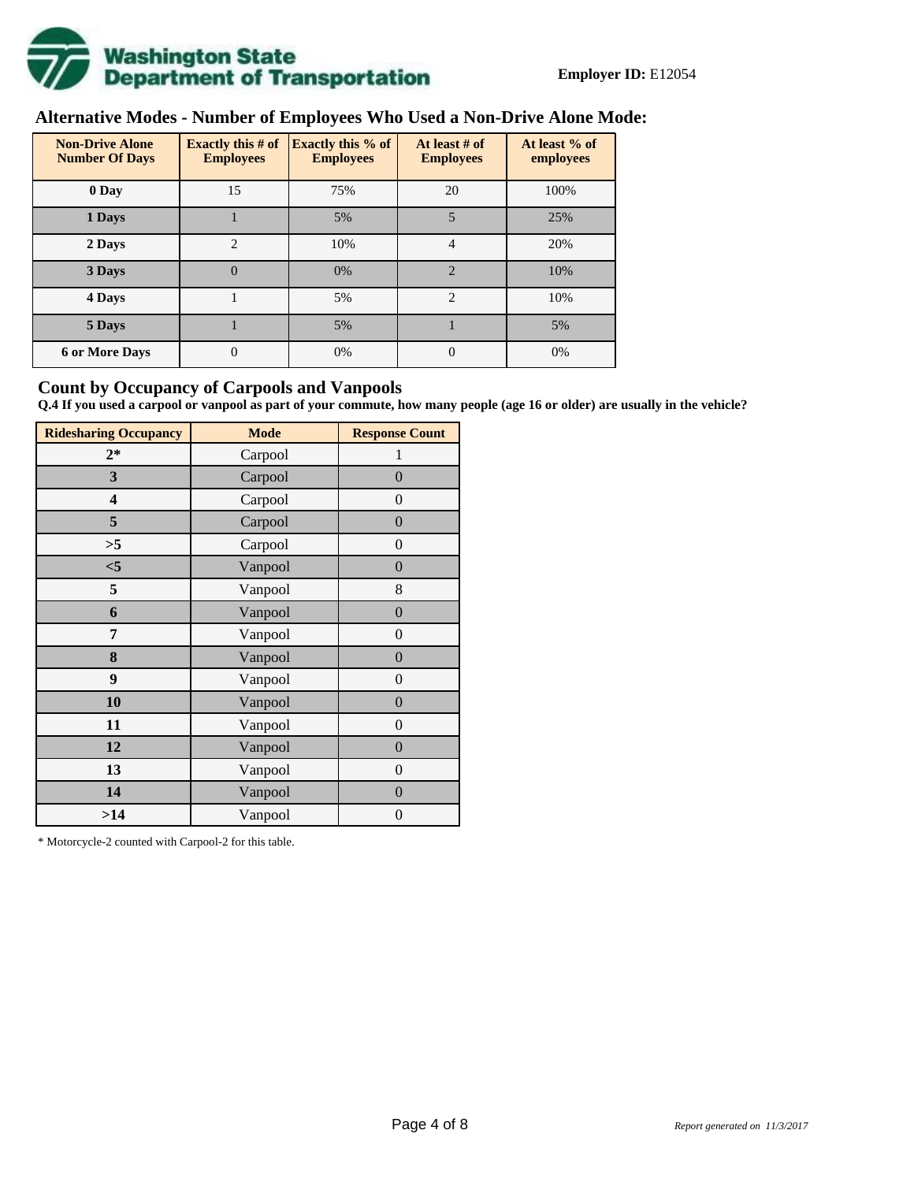Washington State Department of Transportation

**Employer ID:** E12054

## Alternative Modes - Number of Employees Who Used a Non-Drive Alone Mode:

| Non-Drive Alone Number Of Days | Exactly this # of Employees | Exactly this % of Employees | At least # of Employees | At least % of employees |
|---|---|---|---|---|
| **0 Day** | 15 | 75% | 20 | 100% |
| **1 Days** | 1 | 5% | 5 | 25% |
| **2 Days** | 2 | 10% | 4 | 20% |
| **3 Days** | 0 | 0% | 2 | 10% |
| **4 Days** | 1 | 5% | 2 | 10% |
| **5 Days** | 1 | 5% | 1 | 5% |
| **6 or More Days** | 0 | 0% | 0 | 0% |

## Count by Occupancy of Carpools and Vanpools

**Q.4 If you used a carpool or vanpool as part of your commute, how many people (age 16 or older) are usually in the vehicle?**

| Ridesharing Occupancy | Mode | Response Count |
|---|---|---|
| **2*** | Carpool | 1 |
| **3** | Carpool | 0 |
| **4** | Carpool | 0 |
| **5** | Carpool | 0 |
| **>5** | Carpool | 0 |
| **<5** | Vanpool | 0 |
| **5** | Vanpool | 8 |
| **6** | Vanpool | 0 |
| **7** | Vanpool | 0 |
| **8** | Vanpool | 0 |
| **9** | Vanpool | 0 |
| **10** | Vanpool | 0 |
| **11** | Vanpool | 0 |
| **12** | Vanpool | 0 |
| **13** | Vanpool | 0 |
| **14** | Vanpool | 0 |
| **>14** | Vanpool | 0 |

* Motorcycle-2 counted with Carpool-2 for this table.

*Report generated on 11/3/2017*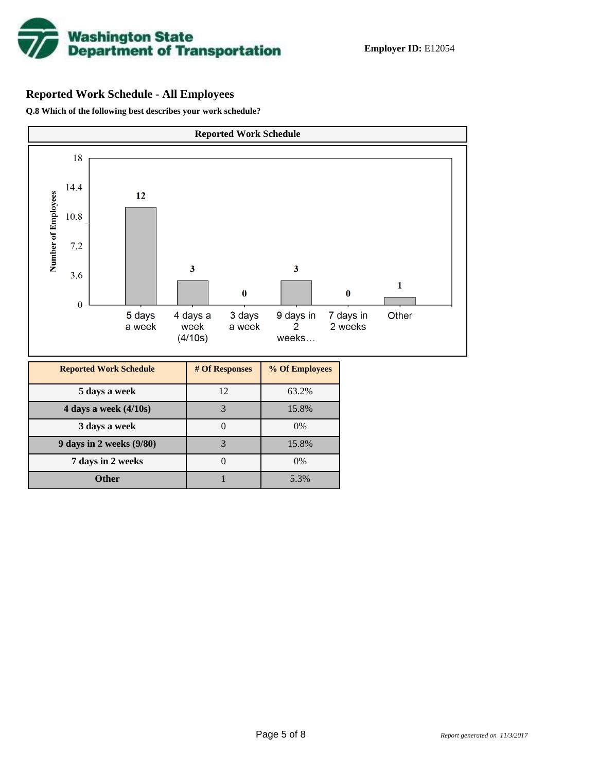**Employer ID:** E12054

## Reported Work Schedule - All Employees

**Q.8 Which of the following best describes your work schedule?**

| Reported Work Schedule | # Of Responses | % Of Employees |
|---|---|---|
| 5 days a week | 12 | 63.2% |
| 4 days a week (4/10s) | 3 | 15.8% |
| 3 days a week | 0 | 0% |
| 9 days in 2 weeks (9/80) | 3 | 15.8% |
| 7 days in 2 weeks | 0 | 0% |
| Other | 1 | 5.3% |

*Report generated on 11/3/2017*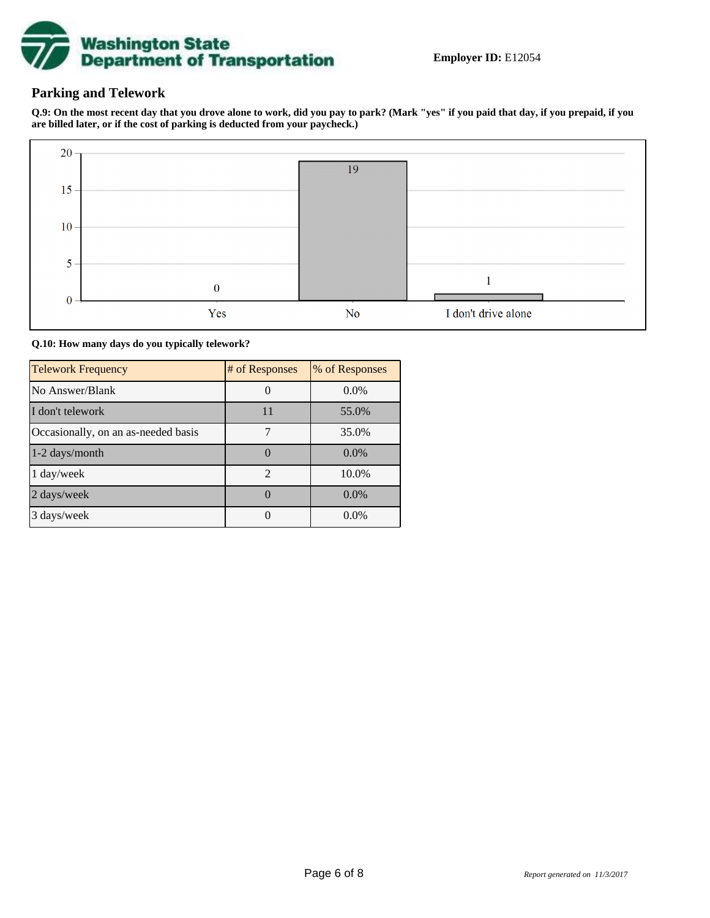**Employer ID:** E12054

## Parking and Telework

**Q.9: On the most recent day that you drove alone to work, did you pay to park? (Mark "yes" if you paid that day, if you prepaid, if you are billed later, or if the cost of parking is deducted from your paycheck.)**

| Response | Count |
|---|---|
| Yes | 0 |
| No | 19 |
| I don't drive alone | 1 |

**Q.10: How many days do you typically telework?**

| Telework Frequency | # of Responses | % of Responses |
|---|---|---|
| No Answer/Blank | 0 | 0.0% |
| I don't telework | 11 | 55.0% |
| Occasionally, on an as-needed basis | 7 | 35.0% |
| 1-2 days/month | 0 | 0.0% |
| 1 day/week | 2 | 10.0% |
| 2 days/week | 0 | 0.0% |
| 3 days/week | 0 | 0.0% |

*Report generated on 11/3/2017*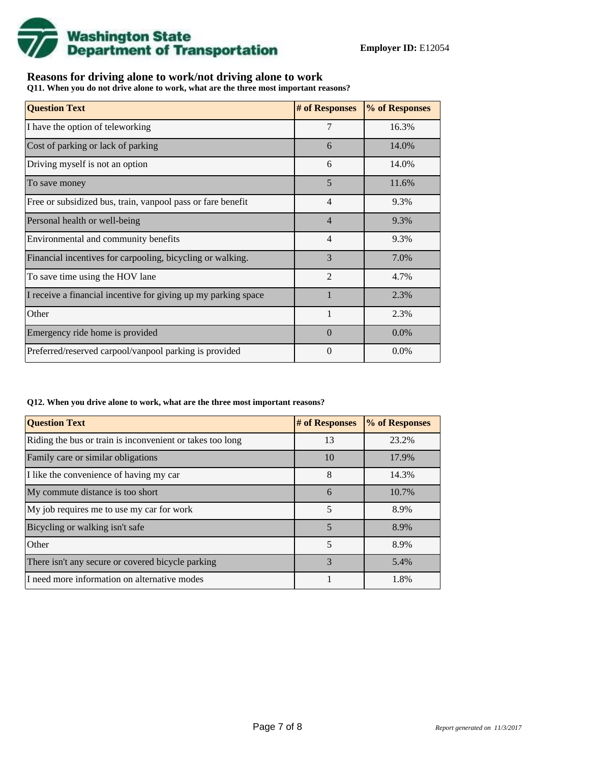**Employer ID:** E12054

## Reasons for driving alone to work/not driving alone to work

**Q11. When you do not drive alone to work, what are the three most important reasons?**

| Question Text | # of Responses | % of Responses |
|---|---|---|
| I have the option of teleworking | 7 | 16.3% |
| Cost of parking or lack of parking | 6 | 14.0% |
| Driving myself is not an option | 6 | 14.0% |
| To save money | 5 | 11.6% |
| Free or subsidized bus, train, vanpool pass or fare benefit | 4 | 9.3% |
| Personal health or well-being | 4 | 9.3% |
| Environmental and community benefits | 4 | 9.3% |
| Financial incentives for carpooling, bicycling or walking. | 3 | 7.0% |
| To save time using the HOV lane | 2 | 4.7% |
| I receive a financial incentive for giving up my parking space | 1 | 2.3% |
| Other | 1 | 2.3% |
| Emergency ride home is provided | 0 | 0.0% |
| Preferred/reserved carpool/vanpool parking is provided | 0 | 0.0% |

**Q12. When you drive alone to work, what are the three most important reasons?**

| Question Text | # of Responses | % of Responses |
|---|---|---|
| Riding the bus or train is inconvenient or takes too long | 13 | 23.2% |
| Family care or similar obligations | 10 | 17.9% |
| I like the convenience of having my car | 8 | 14.3% |
| My commute distance is too short | 6 | 10.7% |
| My job requires me to use my car for work | 5 | 8.9% |
| Bicycling or walking isn't safe | 5 | 8.9% |
| Other | 5 | 8.9% |
| There isn't any secure or covered bicycle parking | 3 | 5.4% |
| I need more information on alternative modes | 1 | 1.8% |

*Report generated on 11/3/2017*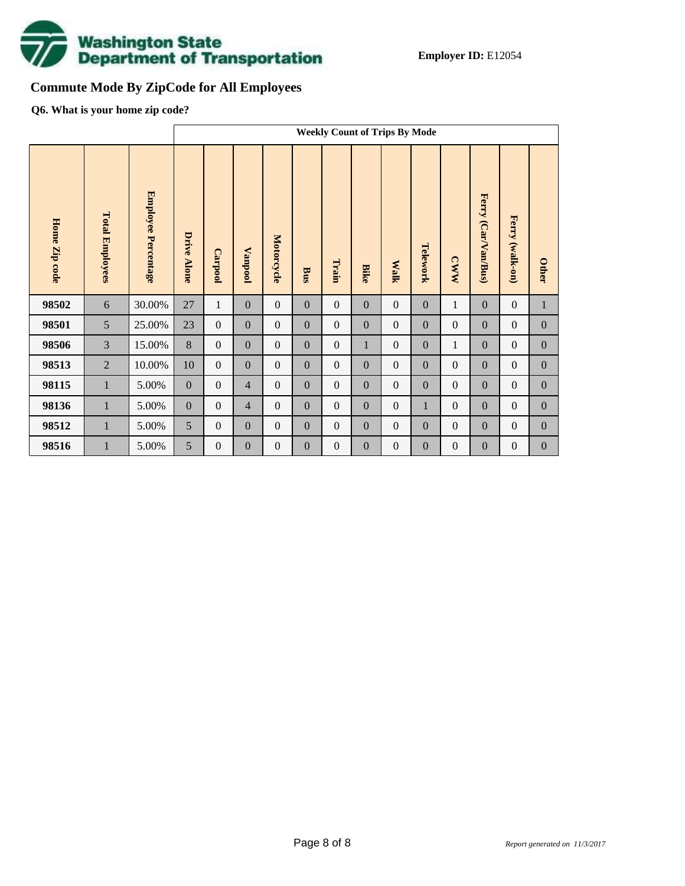**Employer ID:** E12054

## Commute Mode By ZipCode for All Employees

**Q6. What is your home zip code?**

| Home Zip code | Total Employees | Employee Percentage | Weekly Count of Trips By Mode | | | | | | | | | | | | |
|---|---|---|---|---|---|---|---|---|---|---|---|---|---|---|---|
| | | | Drive Alone | Carpool | Vanpool | Motorcycle | Bus | Train | Bike | Walk | Telework | CWW | Ferry (Car/Van/Bus) | Ferry (walk-on) | Other |
| **98502** | 6 | 30.00% | 27 | 1 | 0 | 0 | 0 | 0 | 0 | 0 | 0 | 1 | 0 | 0 | 1 |
| **98501** | 5 | 25.00% | 23 | 0 | 0 | 0 | 0 | 0 | 0 | 0 | 0 | 0 | 0 | 0 | 0 |
| **98506** | 3 | 15.00% | 8 | 0 | 0 | 0 | 0 | 0 | 1 | 0 | 0 | 1 | 0 | 0 | 0 |
| **98513** | 2 | 10.00% | 10 | 0 | 0 | 0 | 0 | 0 | 0 | 0 | 0 | 0 | 0 | 0 | 0 |
| **98115** | 1 | 5.00% | 0 | 0 | 4 | 0 | 0 | 0 | 0 | 0 | 0 | 0 | 0 | 0 | 0 |
| **98136** | 1 | 5.00% | 0 | 0 | 4 | 0 | 0 | 0 | 0 | 0 | 1 | 0 | 0 | 0 | 0 |
| **98512** | 1 | 5.00% | 5 | 0 | 0 | 0 | 0 | 0 | 0 | 0 | 0 | 0 | 0 | 0 | 0 |
| **98516** | 1 | 5.00% | 5 | 0 | 0 | 0 | 0 | 0 | 0 | 0 | 0 | 0 | 0 | 0 | 0 |

*Report generated on 11/3/2017*